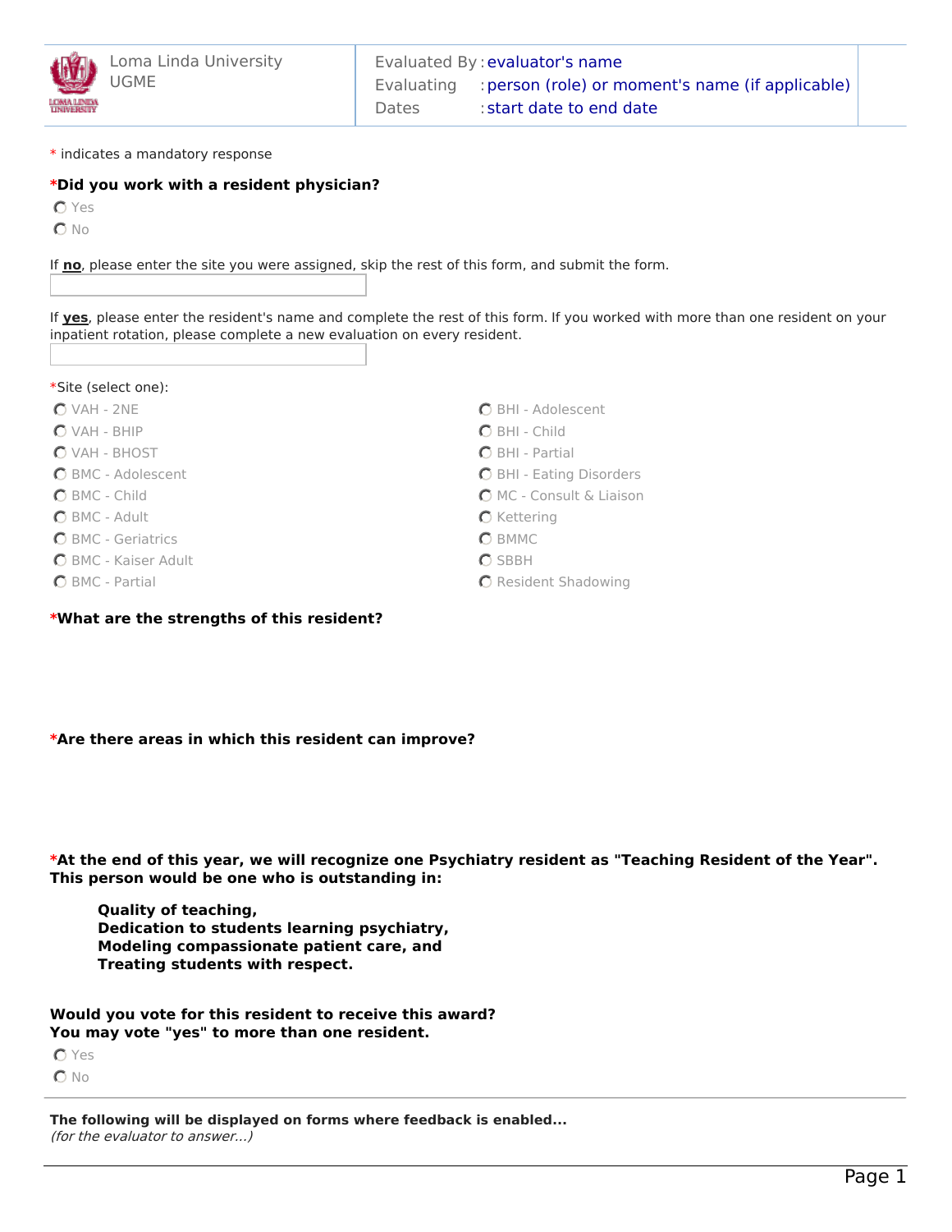Loma Linda University
UGME

Evaluated By : evaluator's name
Evaluating : person (role) or moment's name (if applicable)
Dates : start date to end date

* indicates a mandatory response

**\*Did you work with a resident physician?**

- Yes
- No

If **no**, please enter the site you were assigned, skip the rest of this form, and submit the form.

If **yes**, please enter the resident's name and complete the rest of this form. If you worked with more than one resident on your inpatient rotation, please complete a new evaluation on every resident.

\*Site (select one):

- VAH - 2NE
- VAH - BHIP
- VAH - BHOST
- BMC - Adolescent
- BMC - Child
- BMC - Adult
- BMC - Geriatrics
- BMC - Kaiser Adult
- BMC - Partial
- BHI - Adolescent
- BHI - Child
- BHI - Partial
- BHI - Eating Disorders
- MC - Consult & Liaison
- Kettering
- BMMC
- SBBH
- Resident Shadowing

**\*What are the strengths of this resident?**

**\*Are there areas in which this resident can improve?**

**\*At the end of this year, we will recognize one Psychiatry resident as "Teaching Resident of the Year". This person would be one who is outstanding in:**

> **Quality of teaching,**
> **Dedication to students learning psychiatry,**
> **Modeling compassionate patient care, and**
> **Treating students with respect.**

**Would you vote for this resident to receive this award?**
**You may vote "yes" to more than one resident.**

- Yes
- No

---

**The following will be displayed on forms where feedback is enabled...**
*(for the evaluator to answer...)*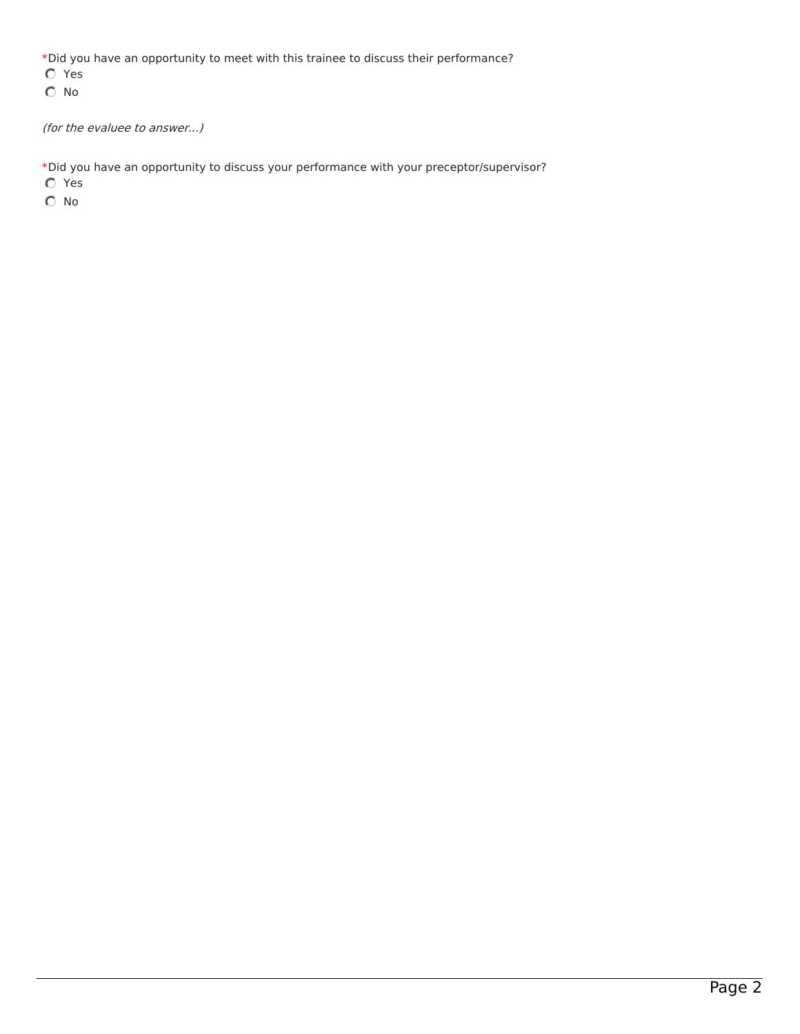*Did you have an opportunity to meet with this trainee to discuss their performance?

- Yes
- No

*(for the evaluee to answer...)*

*Did you have an opportunity to discuss your performance with your preceptor/supervisor?

- Yes
- No